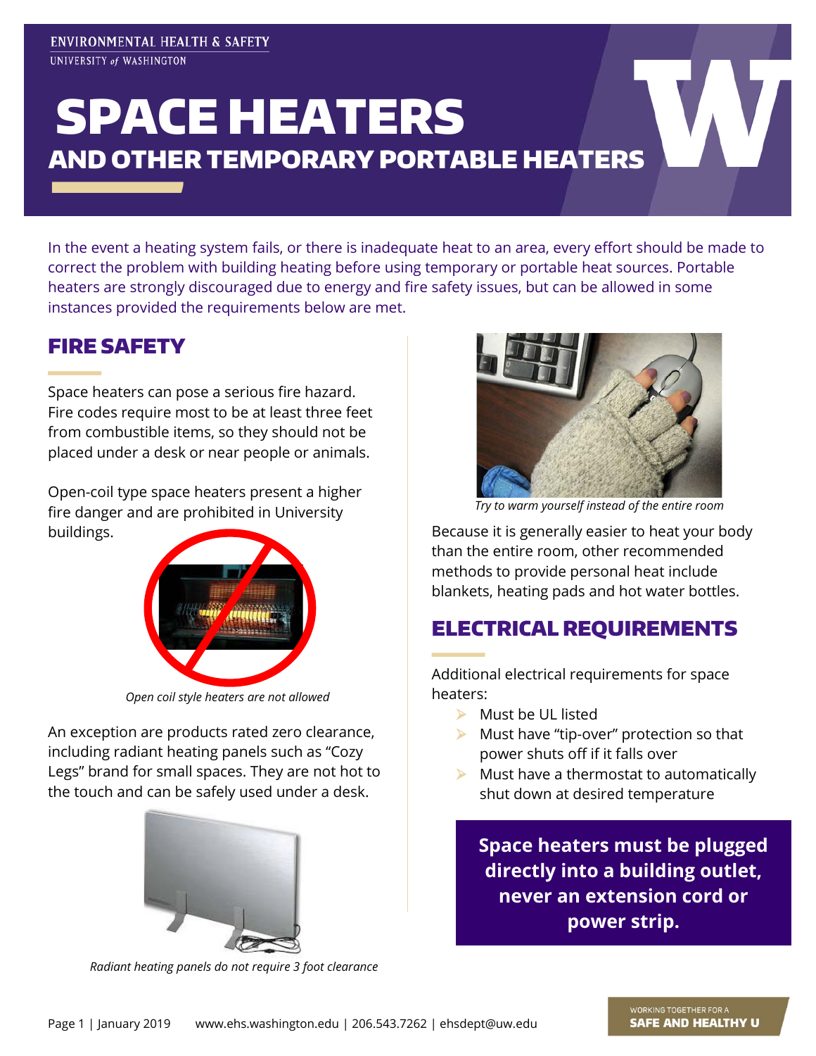ENVIRONMENTAL HEALTH & SAFETY
UNIVERSITY of WASHINGTON

# SPACE HEATERS
## AND OTHER TEMPORARY PORTABLE HEATERS

In the event a heating system fails, or there is inadequate heat to an area, every effort should be made to correct the problem with building heating before using temporary or portable heat sources. Portable heaters are strongly discouraged due to energy and fire safety issues, but can be allowed in some instances provided the requirements below are met.

## FIRE SAFETY

Space heaters can pose a serious fire hazard. Fire codes require most to be at least three feet from combustible items, so they should not be placed under a desk or near people or animals.

Open-coil type space heaters present a higher fire danger and are prohibited in University buildings.

*Open coil style heaters are not allowed*

An exception are products rated zero clearance, including radiant heating panels such as "Cozy Legs" brand for small spaces. They are not hot to the touch and can be safely used under a desk.

*Radiant heating panels do not require 3 foot clearance*

*Try to warm yourself instead of the entire room*

Because it is generally easier to heat your body than the entire room, other recommended methods to provide personal heat include blankets, heating pads and hot water bottles.

## ELECTRICAL REQUIREMENTS

Additional electrical requirements for space heaters:

- Must be UL listed
- Must have "tip-over" protection so that power shuts off if it falls over
- Must have a thermostat to automatically shut down at desired temperature

**Space heaters must be plugged directly into a building outlet, never an extension cord or power strip.**

January 2019 www.ehs.washington.edu | 206.543.7262 | ehsdept@uw.edu

WORKING TOGETHER FOR A **SAFE AND HEALTHY U**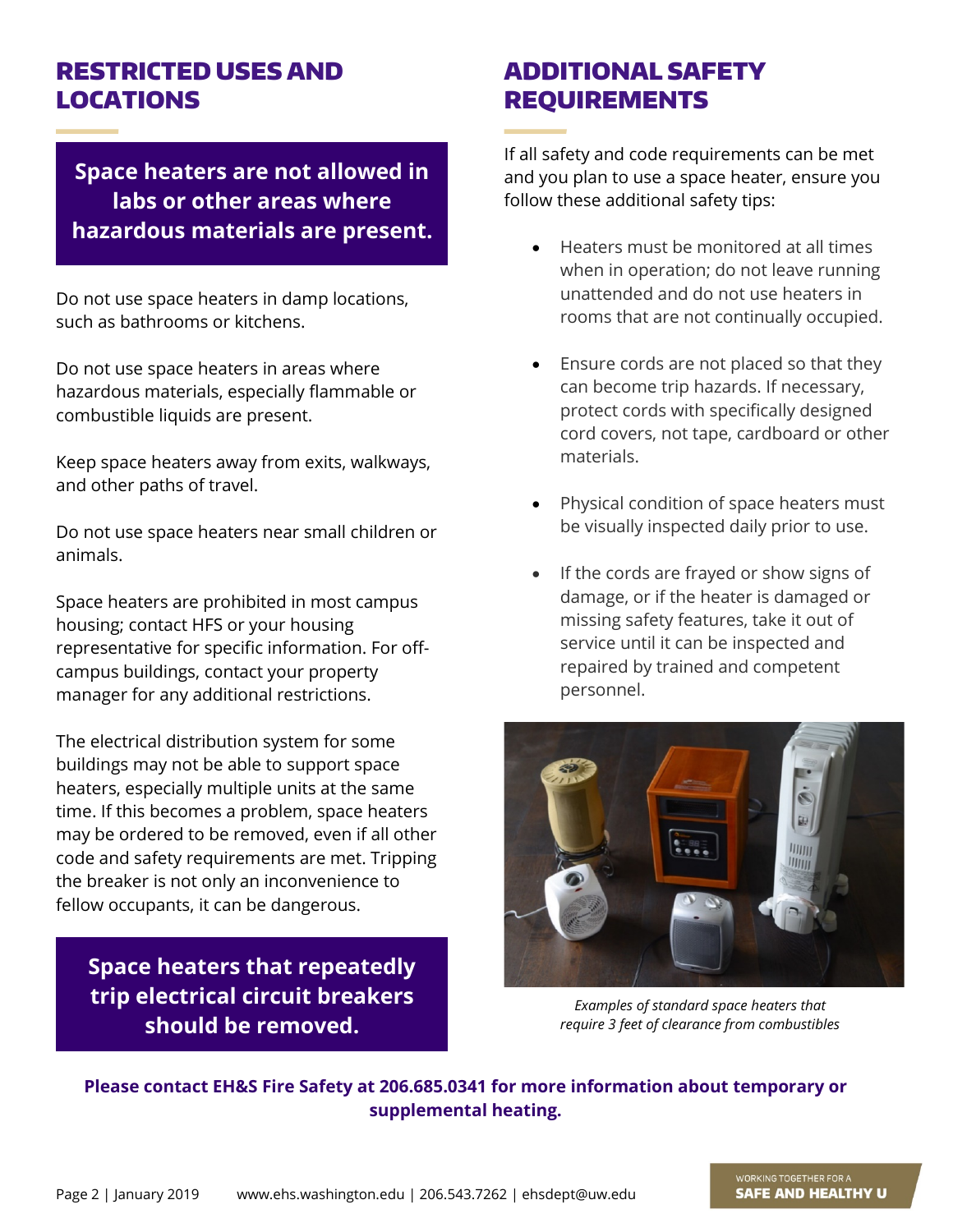## RESTRICTED USES AND LOCATIONS

**Space heaters are not allowed in labs or other areas where hazardous materials are present.**

Do not use space heaters in damp locations, such as bathrooms or kitchens.

Do not use space heaters in areas where hazardous materials, especially flammable or combustible liquids are present.

Keep space heaters away from exits, walkways, and other paths of travel.

Do not use space heaters near small children or animals.

Space heaters are prohibited in most campus housing; contact HFS or your housing representative for specific information. For off-campus buildings, contact your property manager for any additional restrictions.

The electrical distribution system for some buildings may not be able to support space heaters, especially multiple units at the same time. If this becomes a problem, space heaters may be ordered to be removed, even if all other code and safety requirements are met. Tripping the breaker is not only an inconvenience to fellow occupants, it can be dangerous.

**Space heaters that repeatedly trip electrical circuit breakers should be removed.**

## ADDITIONAL SAFETY REQUIREMENTS

If all safety and code requirements can be met and you plan to use a space heater, ensure you follow these additional safety tips:

- Heaters must be monitored at all times when in operation; do not leave running unattended and do not use heaters in rooms that are not continually occupied.
- Ensure cords are not placed so that they can become trip hazards. If necessary, protect cords with specifically designed cord covers, not tape, cardboard or other materials.
- Physical condition of space heaters must be visually inspected daily prior to use.
- If the cords are frayed or show signs of damage, or if the heater is damaged or missing safety features, take it out of service until it can be inspected and repaired by trained and competent personnel.

*Examples of standard space heaters that require 3 feet of clearance from combustibles*

**Please contact EH&S Fire Safety at 206.685.0341 for more information about temporary or supplemental heating.**